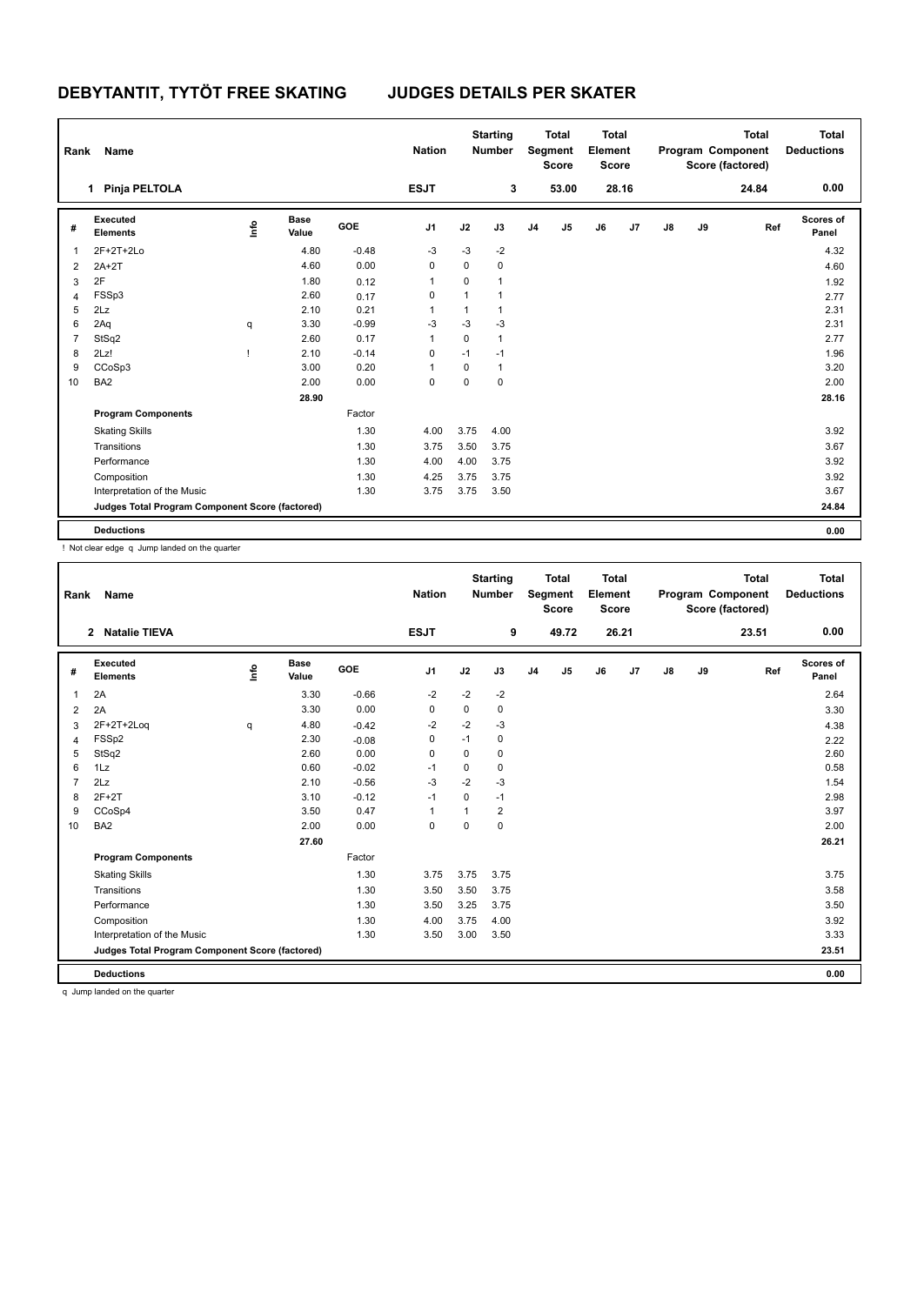# DEBYTANTIT, TYTÖT FREE SKATING JUDGES DETAILS PER SKATER

| Rank | Name | Nation | Starting Number | Total Segment Score | Total Element Score | Total Program Component Score (factored) | Total Deductions |
|---|---|---|---|---|---|---|---|
| 1 | Pinja PELTOLA | ESJT | 3 | 53.00 | 28.16 | 24.84 | 0.00 |

| # | Executed Elements | Info | Base Value | GOE | J1 | J2 | J3 | J4 | J5 | J6 | J7 | J8 | J9 | Ref | Scores of Panel |
|---|---|---|---|---|---|---|---|---|---|---|---|---|---|---|---|
| 1 | 2F+2T+2Lo | | 4.80 | -0.48 | -3 | -3 | -2 | | | | | | | | 4.32 |
| 2 | 2A+2T | | 4.60 | 0.00 | 0 | 0 | 0 | | | | | | | | 4.60 |
| 3 | 2F | | 1.80 | 0.12 | 1 | 0 | 1 | | | | | | | | 1.92 |
| 4 | FSSp3 | | 2.60 | 0.17 | 0 | 1 | 1 | | | | | | | | 2.77 |
| 5 | 2Lz | | 2.10 | 0.21 | 1 | 1 | 1 | | | | | | | | 2.31 |
| 6 | 2Aq | q | 3.30 | -0.99 | -3 | -3 | -3 | | | | | | | | 2.31 |
| 7 | StSq2 | | 2.60 | 0.17 | 1 | 0 | 1 | | | | | | | | 2.77 |
| 8 | 2Lz! | ! | 2.10 | -0.14 | 0 | -1 | -1 | | | | | | | | 1.96 |
| 9 | CCoSp3 | | 3.00 | 0.20 | 1 | 0 | 1 | | | | | | | | 3.20 |
| 10 | BA2 | | 2.00 | 0.00 | 0 | 0 | 0 | | | | | | | | 2.00 |
| | | | 28.90 | | | | | | | | | | | | 28.16 |
| | **Program Components** | | | Factor | | | | | | | | | | | |
| | Skating Skills | | | 1.30 | 4.00 | 3.75 | 4.00 | | | | | | | | 3.92 |
| | Transitions | | | 1.30 | 3.75 | 3.50 | 3.75 | | | | | | | | 3.67 |
| | Performance | | | 1.30 | 4.00 | 4.00 | 3.75 | | | | | | | | 3.92 |
| | Composition | | | 1.30 | 4.25 | 3.75 | 3.75 | | | | | | | | 3.92 |
| | Interpretation of the Music | | | 1.30 | 3.75 | 3.75 | 3.50 | | | | | | | | 3.67 |
| | **Judges Total Program Component Score (factored)** | | | | | | | | | | | | | | 24.84 |
| | **Deductions** | | | | | | | | | | | | | | 0.00 |

! Not clear edge q Jump landed on the quarter

| Rank | Name | Nation | Starting Number | Total Segment Score | Total Element Score | Total Program Component Score (factored) | Total Deductions |
|---|---|---|---|---|---|---|---|
| 2 | Natalie TIEVA | ESJT | 9 | 49.72 | 26.21 | 23.51 | 0.00 |

| # | Executed Elements | Info | Base Value | GOE | J1 | J2 | J3 | J4 | J5 | J6 | J7 | J8 | J9 | Ref | Scores of Panel |
|---|---|---|---|---|---|---|---|---|---|---|---|---|---|---|---|
| 1 | 2A | | 3.30 | -0.66 | -2 | -2 | -2 | | | | | | | | 2.64 |
| 2 | 2A | | 3.30 | 0.00 | 0 | 0 | 0 | | | | | | | | 3.30 |
| 3 | 2F+2T+2Loq | q | 4.80 | -0.42 | -2 | -2 | -3 | | | | | | | | 4.38 |
| 4 | FSSp2 | | 2.30 | -0.08 | 0 | -1 | 0 | | | | | | | | 2.22 |
| 5 | StSq2 | | 2.60 | 0.00 | 0 | 0 | 0 | | | | | | | | 2.60 |
| 6 | 1Lz | | 0.60 | -0.02 | -1 | 0 | 0 | | | | | | | | 0.58 |
| 7 | 2Lz | | 2.10 | -0.56 | -3 | -2 | -3 | | | | | | | | 1.54 |
| 8 | 2F+2T | | 3.10 | -0.12 | -1 | 0 | -1 | | | | | | | | 2.98 |
| 9 | CCoSp4 | | 3.50 | 0.47 | 1 | 1 | 2 | | | | | | | | 3.97 |
| 10 | BA2 | | 2.00 | 0.00 | 0 | 0 | 0 | | | | | | | | 2.00 |
| | | | 27.60 | | | | | | | | | | | | 26.21 |
| | **Program Components** | | | Factor | | | | | | | | | | | |
| | Skating Skills | | | 1.30 | 3.75 | 3.75 | 3.75 | | | | | | | | 3.75 |
| | Transitions | | | 1.30 | 3.50 | 3.50 | 3.75 | | | | | | | | 3.58 |
| | Performance | | | 1.30 | 3.50 | 3.25 | 3.75 | | | | | | | | 3.50 |
| | Composition | | | 1.30 | 4.00 | 3.75 | 4.00 | | | | | | | | 3.92 |
| | Interpretation of the Music | | | 1.30 | 3.50 | 3.00 | 3.50 | | | | | | | | 3.33 |
| | **Judges Total Program Component Score (factored)** | | | | | | | | | | | | | | 23.51 |
| | **Deductions** | | | | | | | | | | | | | | 0.00 |

q Jump landed on the quarter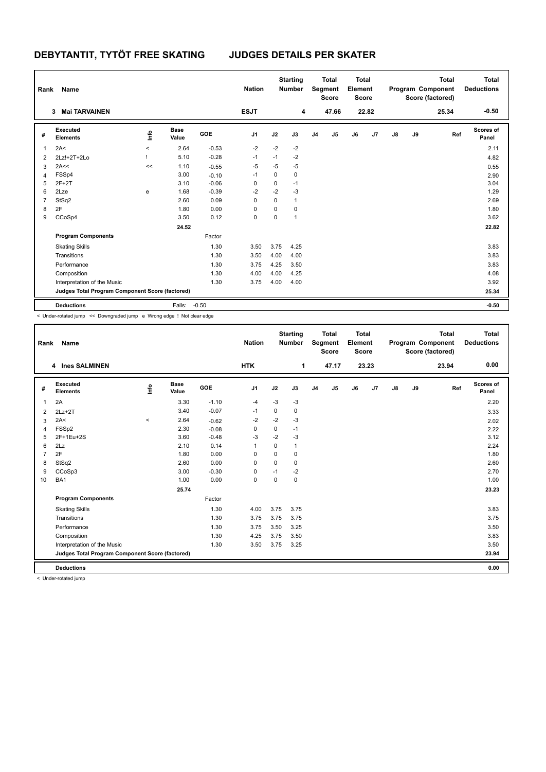# DEBYTANTIT, TYTÖT FREE SKATING JUDGES DETAILS PER SKATER

| Rank | Name | Nation | Starting Number | Total Segment Score | Total Element Score | Total Program Component Score (factored) | Total Deductions |
|---|---|---|---|---|---|---|---|
| 3 | Mai TARVAINEN | ESJT | 4 | 47.66 | 22.82 | 25.34 | -0.50 |

| # | Executed Elements | Info | Base Value | GOE | J1 | J2 | J3 | J4 | J5 | J6 | J7 | J8 | J9 | Ref | Scores of Panel |
|---|---|---|---|---|---|---|---|---|---|---|---|---|---|---|---|
| 1 | 2A< | < | 2.64 | -0.53 | -2 | -2 | -2 | | | | | | | | 2.11 |
| 2 | 2Lz!+2T+2Lo | ! | 5.10 | -0.28 | -1 | -1 | -2 | | | | | | | | 4.82 |
| 3 | 2A<< | << | 1.10 | -0.55 | -5 | -5 | -5 | | | | | | | | 0.55 |
| 4 | FSSp4 | | 3.00 | -0.10 | -1 | 0 | 0 | | | | | | | | 2.90 |
| 5 | 2F+2T | | 3.10 | -0.06 | 0 | 0 | -1 | | | | | | | | 3.04 |
| 6 | 2Lze | e | 1.68 | -0.39 | -2 | -2 | -3 | | | | | | | | 1.29 |
| 7 | StSq2 | | 2.60 | 0.09 | 0 | 0 | 1 | | | | | | | | 2.69 |
| 8 | 2F | | 1.80 | 0.00 | 0 | 0 | 0 | | | | | | | | 1.80 |
| 9 | CCoSp4 | | 3.50 | 0.12 | 0 | 0 | 1 | | | | | | | | 3.62 |
| | | | 24.52 | | | | | | | | | | | | 22.82 |
| | **Program Components** | | | Factor | | | | | | | | | | | |
| | Skating Skills | | | 1.30 | 3.50 | 3.75 | 4.25 | | | | | | | | 3.83 |
| | Transitions | | | 1.30 | 3.50 | 4.00 | 4.00 | | | | | | | | 3.83 |
| | Performance | | | 1.30 | 3.75 | 4.25 | 3.50 | | | | | | | | 3.83 |
| | Composition | | | 1.30 | 4.00 | 4.00 | 4.25 | | | | | | | | 4.08 |
| | Interpretation of the Music | | | 1.30 | 3.75 | 4.00 | 4.00 | | | | | | | | 3.92 |
| | **Judges Total Program Component Score (factored)** | | | | | | | | | | | | | | 25.34 |
| | **Deductions** | | Falls: | -0.50 | | | | | | | | | | | -0.50 |

< Under-rotated jump << Downgraded jump e Wrong edge ! Not clear edge

| Rank | Name | Nation | Starting Number | Total Segment Score | Total Element Score | Total Program Component Score (factored) | Total Deductions |
|---|---|---|---|---|---|---|---|
| 4 | Ines SALMINEN | HTK | 1 | 47.17 | 23.23 | 23.94 | 0.00 |

| # | Executed Elements | Info | Base Value | GOE | J1 | J2 | J3 | J4 | J5 | J6 | J7 | J8 | J9 | Ref | Scores of Panel |
|---|---|---|---|---|---|---|---|---|---|---|---|---|---|---|---|
| 1 | 2A | | 3.30 | -1.10 | -4 | -3 | -3 | | | | | | | | 2.20 |
| 2 | 2Lz+2T | | 3.40 | -0.07 | -1 | 0 | 0 | | | | | | | | 3.33 |
| 3 | 2A< | < | 2.64 | -0.62 | -2 | -2 | -3 | | | | | | | | 2.02 |
| 4 | FSSp2 | | 2.30 | -0.08 | 0 | 0 | -1 | | | | | | | | 2.22 |
| 5 | 2F+1Eu+2S | | 3.60 | -0.48 | -3 | -2 | -3 | | | | | | | | 3.12 |
| 6 | 2Lz | | 2.10 | 0.14 | 1 | 0 | 1 | | | | | | | | 2.24 |
| 7 | 2F | | 1.80 | 0.00 | 0 | 0 | 0 | | | | | | | | 1.80 |
| 8 | StSq2 | | 2.60 | 0.00 | 0 | 0 | 0 | | | | | | | | 2.60 |
| 9 | CCoSp3 | | 3.00 | -0.30 | 0 | -1 | -2 | | | | | | | | 2.70 |
| 10 | BA1 | | 1.00 | 0.00 | 0 | 0 | 0 | | | | | | | | 1.00 |
| | | | 25.74 | | | | | | | | | | | | 23.23 |
| | **Program Components** | | | Factor | | | | | | | | | | | |
| | Skating Skills | | | 1.30 | 4.00 | 3.75 | 3.75 | | | | | | | | 3.83 |
| | Transitions | | | 1.30 | 3.75 | 3.75 | 3.75 | | | | | | | | 3.75 |
| | Performance | | | 1.30 | 3.75 | 3.50 | 3.25 | | | | | | | | 3.50 |
| | Composition | | | 1.30 | 4.25 | 3.75 | 3.50 | | | | | | | | 3.83 |
| | Interpretation of the Music | | | 1.30 | 3.50 | 3.75 | 3.25 | | | | | | | | 3.50 |
| | **Judges Total Program Component Score (factored)** | | | | | | | | | | | | | | 23.94 |
| | **Deductions** | | | | | | | | | | | | | | 0.00 |

< Under-rotated jump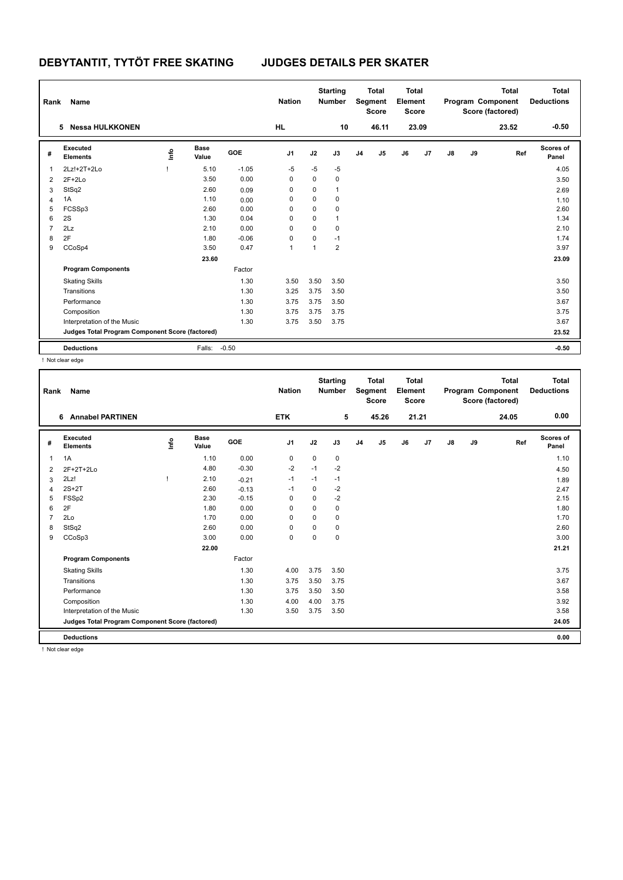# DEBYTANTIT, TYTÖT FREE SKATING JUDGES DETAILS PER SKATER

| Rank | Name | | | Nation | | Starting Number | | Total Segment Score | | Total Element Score | | | | Total Program Component Score (factored) | | Total Deductions |
|---|---|---|---|---|---|---|---|---|---|---|---|---|---|---|---|---|
| 5 | Nessa HULKKONEN | | | HL | | 10 | | 46.11 | | 23.09 | | | | 23.52 | | -0.50 |

| # | Executed Elements | Info | Base Value | GOE | J1 | J2 | J3 | J4 | J5 | J6 | J7 | J8 | J9 | Ref | Scores of Panel |
|---|---|---|---|---|---|---|---|---|---|---|---|---|---|---|---|
| 1 | 2Lz!+2T+2Lo | ! | 5.10 | -1.05 | -5 | -5 | -5 | | | | | | | | 4.05 |
| 2 | 2F+2Lo | | 3.50 | 0.00 | 0 | 0 | 0 | | | | | | | | 3.50 |
| 3 | StSq2 | | 2.60 | 0.09 | 0 | 0 | 1 | | | | | | | | 2.69 |
| 4 | 1A | | 1.10 | 0.00 | 0 | 0 | 0 | | | | | | | | 1.10 |
| 5 | FCSSp3 | | 2.60 | 0.00 | 0 | 0 | 0 | | | | | | | | 2.60 |
| 6 | 2S | | 1.30 | 0.04 | 0 | 0 | 1 | | | | | | | | 1.34 |
| 7 | 2Lz | | 2.10 | 0.00 | 0 | 0 | 0 | | | | | | | | 2.10 |
| 8 | 2F | | 1.80 | -0.06 | 0 | 0 | -1 | | | | | | | | 1.74 |
| 9 | CCoSp4 | | 3.50 | 0.47 | 1 | 1 | 2 | | | | | | | | 3.97 |
| | | | 23.60 | | | | | | | | | | | | 23.09 |
| | **Program Components** | | | Factor | | | | | | | | | | | |
| | Skating Skills | | | 1.30 | 3.50 | 3.50 | 3.50 | | | | | | | | 3.50 |
| | Transitions | | | 1.30 | 3.25 | 3.75 | 3.50 | | | | | | | | 3.50 |
| | Performance | | | 1.30 | 3.75 | 3.75 | 3.50 | | | | | | | | 3.67 |
| | Composition | | | 1.30 | 3.75 | 3.75 | 3.75 | | | | | | | | 3.75 |
| | Interpretation of the Music | | | 1.30 | 3.75 | 3.50 | 3.75 | | | | | | | | 3.67 |
| | **Judges Total Program Component Score (factored)** | | | | | | | | | | | | | | 23.52 |
| | **Deductions** | | Falls: | -0.50 | | | | | | | | | | | -0.50 |

! Not clear edge

| Rank | Name | | | Nation | | Starting Number | | Total Segment Score | | Total Element Score | | | | Total Program Component Score (factored) | | Total Deductions |
|---|---|---|---|---|---|---|---|---|---|---|---|---|---|---|---|---|
| 6 | Annabel PARTINEN | | | ETK | | 5 | | 45.26 | | 21.21 | | | | 24.05 | | 0.00 |

| # | Executed Elements | Info | Base Value | GOE | J1 | J2 | J3 | J4 | J5 | J6 | J7 | J8 | J9 | Ref | Scores of Panel |
|---|---|---|---|---|---|---|---|---|---|---|---|---|---|---|---|
| 1 | 1A | | 1.10 | 0.00 | 0 | 0 | 0 | | | | | | | | 1.10 |
| 2 | 2F+2T+2Lo | | 4.80 | -0.30 | -2 | -1 | -2 | | | | | | | | 4.50 |
| 3 | 2Lz! | ! | 2.10 | -0.21 | -1 | -1 | -1 | | | | | | | | 1.89 |
| 4 | 2S+2T | | 2.60 | -0.13 | -1 | 0 | -2 | | | | | | | | 2.47 |
| 5 | FSSp2 | | 2.30 | -0.15 | 0 | 0 | -2 | | | | | | | | 2.15 |
| 6 | 2F | | 1.80 | 0.00 | 0 | 0 | 0 | | | | | | | | 1.80 |
| 7 | 2Lo | | 1.70 | 0.00 | 0 | 0 | 0 | | | | | | | | 1.70 |
| 8 | StSq2 | | 2.60 | 0.00 | 0 | 0 | 0 | | | | | | | | 2.60 |
| 9 | CCoSp3 | | 3.00 | 0.00 | 0 | 0 | 0 | | | | | | | | 3.00 |
| | | | 22.00 | | | | | | | | | | | | 21.21 |
| | **Program Components** | | | Factor | | | | | | | | | | | |
| | Skating Skills | | | 1.30 | 4.00 | 3.75 | 3.50 | | | | | | | | 3.75 |
| | Transitions | | | 1.30 | 3.75 | 3.50 | 3.75 | | | | | | | | 3.67 |
| | Performance | | | 1.30 | 3.75 | 3.50 | 3.50 | | | | | | | | 3.58 |
| | Composition | | | 1.30 | 4.00 | 4.00 | 3.75 | | | | | | | | 3.92 |
| | Interpretation of the Music | | | 1.30 | 3.50 | 3.75 | 3.50 | | | | | | | | 3.58 |
| | **Judges Total Program Component Score (factored)** | | | | | | | | | | | | | | 24.05 |
| | **Deductions** | | | | | | | | | | | | | | 0.00 |

! Not clear edge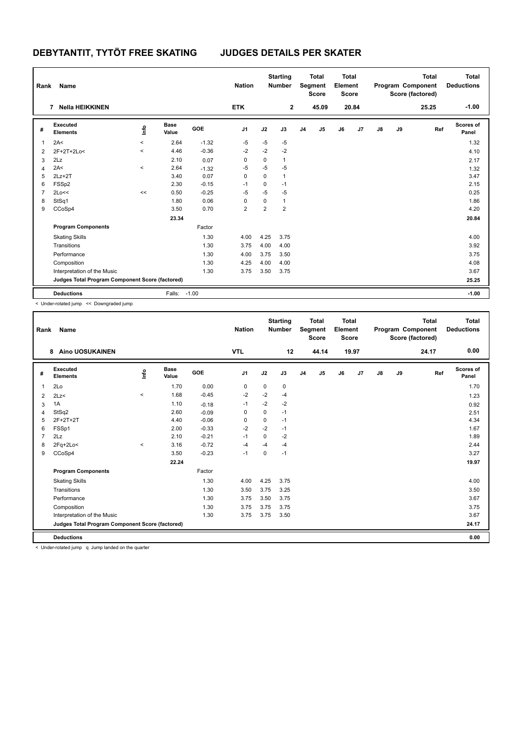# DEBYTANTIT, TYTÖT FREE SKATING JUDGES DETAILS PER SKATER

| Rank | Name | Nation | Starting Number | Total Segment Score | Total Element Score | Total Program Component Score (factored) | Total Deductions |
|---|---|---|---|---|---|---|---|
| 7 | Nella HEIKKINEN | ETK | 2 | 45.09 | 20.84 | 25.25 | -1.00 |

| # | Executed Elements | Info | Base Value | GOE | J1 | J2 | J3 | J4 | J5 | J6 | J7 | J8 | J9 | Ref | Scores of Panel |
|---|---|---|---|---|---|---|---|---|---|---|---|---|---|---|---|
| 1 | 2A< | < | 2.64 | -1.32 | -5 | -5 | -5 | | | | | | | | 1.32 |
| 2 | 2F+2T+2Lo< | < | 4.46 | -0.36 | -2 | -2 | -2 | | | | | | | | 4.10 |
| 3 | 2Lz | | 2.10 | 0.07 | 0 | 0 | 1 | | | | | | | | 2.17 |
| 4 | 2A< | < | 2.64 | -1.32 | -5 | -5 | -5 | | | | | | | | 1.32 |
| 5 | 2Lz+2T | | 3.40 | 0.07 | 0 | 0 | 1 | | | | | | | | 3.47 |
| 6 | FSSp2 | | 2.30 | -0.15 | -1 | 0 | -1 | | | | | | | | 2.15 |
| 7 | 2Lo<< | << | 0.50 | -0.25 | -5 | -5 | -5 | | | | | | | | 0.25 |
| 8 | StSq1 | | 1.80 | 0.06 | 0 | 0 | 1 | | | | | | | | 1.86 |
| 9 | CCoSp4 | | 3.50 | 0.70 | 2 | 2 | 2 | | | | | | | | 4.20 |
| | | | 23.34 | | | | | | | | | | | | 20.84 |
| | **Program Components** | | | Factor | | | | | | | | | | | |
| | Skating Skills | | | 1.30 | 4.00 | 4.25 | 3.75 | | | | | | | | 4.00 |
| | Transitions | | | 1.30 | 3.75 | 4.00 | 4.00 | | | | | | | | 3.92 |
| | Performance | | | 1.30 | 4.00 | 3.75 | 3.50 | | | | | | | | 3.75 |
| | Composition | | | 1.30 | 4.25 | 4.00 | 4.00 | | | | | | | | 4.08 |
| | Interpretation of the Music | | | 1.30 | 3.75 | 3.50 | 3.75 | | | | | | | | 3.67 |
| | **Judges Total Program Component Score (factored)** | | | | | | | | | | | | | | 25.25 |
| | **Deductions** | | Falls: | -1.00 | | | | | | | | | | | -1.00 |

< Under-rotated jump << Downgraded jump

| Rank | Name | Nation | Starting Number | Total Segment Score | Total Element Score | Total Program Component Score (factored) | Total Deductions |
|---|---|---|---|---|---|---|---|
| 8 | Aino UOSUKAINEN | VTL | 12 | 44.14 | 19.97 | 24.17 | 0.00 |

| # | Executed Elements | Info | Base Value | GOE | J1 | J2 | J3 | J4 | J5 | J6 | J7 | J8 | J9 | Ref | Scores of Panel |
|---|---|---|---|---|---|---|---|---|---|---|---|---|---|---|---|
| 1 | 2Lo | | 1.70 | 0.00 | 0 | 0 | 0 | | | | | | | | 1.70 |
| 2 | 2Lz< | < | 1.68 | -0.45 | -2 | -2 | -4 | | | | | | | | 1.23 |
| 3 | 1A | | 1.10 | -0.18 | -1 | -2 | -2 | | | | | | | | 0.92 |
| 4 | StSq2 | | 2.60 | -0.09 | 0 | 0 | -1 | | | | | | | | 2.51 |
| 5 | 2F+2T+2T | | 4.40 | -0.06 | 0 | 0 | -1 | | | | | | | | 4.34 |
| 6 | FSSp1 | | 2.00 | -0.33 | -2 | -2 | -1 | | | | | | | | 1.67 |
| 7 | 2Lz | | 2.10 | -0.21 | -1 | 0 | -2 | | | | | | | | 1.89 |
| 8 | 2Fq+2Lo< | < | 3.16 | -0.72 | -4 | -4 | -4 | | | | | | | | 2.44 |
| 9 | CCoSp4 | | 3.50 | -0.23 | -1 | 0 | -1 | | | | | | | | 3.27 |
| | | | 22.24 | | | | | | | | | | | | 19.97 |
| | **Program Components** | | | Factor | | | | | | | | | | | |
| | Skating Skills | | | 1.30 | 4.00 | 4.25 | 3.75 | | | | | | | | 4.00 |
| | Transitions | | | 1.30 | 3.50 | 3.75 | 3.25 | | | | | | | | 3.50 |
| | Performance | | | 1.30 | 3.75 | 3.50 | 3.75 | | | | | | | | 3.67 |
| | Composition | | | 1.30 | 3.75 | 3.75 | 3.75 | | | | | | | | 3.75 |
| | Interpretation of the Music | | | 1.30 | 3.75 | 3.75 | 3.50 | | | | | | | | 3.67 |
| | **Judges Total Program Component Score (factored)** | | | | | | | | | | | | | | 24.17 |
| | **Deductions** | | | | | | | | | | | | | | 0.00 |

< Under-rotated jump q Jump landed on the quarter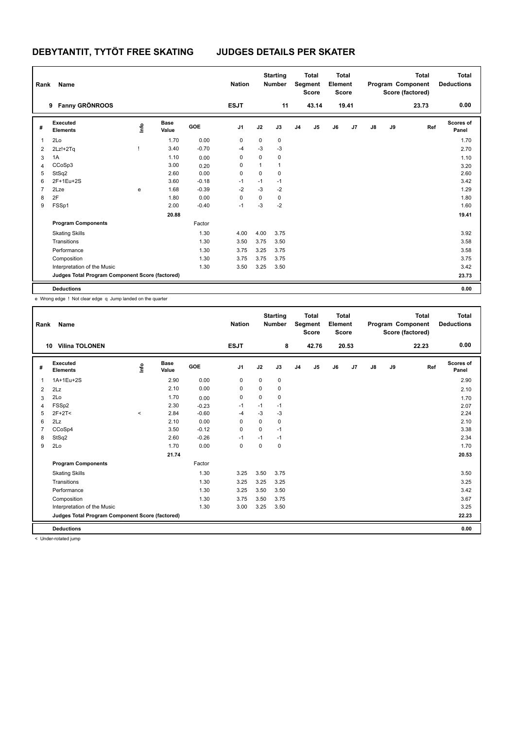# DEBYTANTIT, TYTÖT FREE SKATING JUDGES DETAILS PER SKATER

| Rank | Name | Nation | Starting Number | Total Segment Score | Total Element Score | Total Program Component Score (factored) | Total Deductions |
|---|---|---|---|---|---|---|---|
| 9 | Fanny GRÖNROOS | ESJT | 11 | 43.14 | 19.41 | 23.73 | 0.00 |

| # | Executed Elements | Info | Base Value | GOE | J1 | J2 | J3 | J4 | J5 | J6 | J7 | J8 | J9 | Ref | Scores of Panel |
|---|---|---|---|---|---|---|---|---|---|---|---|---|---|---|---|
| 1 | 2Lo | | 1.70 | 0.00 | 0 | 0 | 0 | | | | | | | | 1.70 |
| 2 | 2Lz!+2Tq | ! | 3.40 | -0.70 | -4 | -3 | -3 | | | | | | | | 2.70 |
| 3 | 1A | | 1.10 | 0.00 | 0 | 0 | 0 | | | | | | | | 1.10 |
| 4 | CCoSp3 | | 3.00 | 0.20 | 0 | 1 | 1 | | | | | | | | 3.20 |
| 5 | StSq2 | | 2.60 | 0.00 | 0 | 0 | 0 | | | | | | | | 2.60 |
| 6 | 2F+1Eu+2S | | 3.60 | -0.18 | -1 | -1 | -1 | | | | | | | | 3.42 |
| 7 | 2Lze | e | 1.68 | -0.39 | -2 | -3 | -2 | | | | | | | | 1.29 |
| 8 | 2F | | 1.80 | 0.00 | 0 | 0 | 0 | | | | | | | | 1.80 |
| 9 | FSSp1 | | 2.00 | -0.40 | -1 | -3 | -2 | | | | | | | | 1.60 |
| | | | 20.88 | | | | | | | | | | | | 19.41 |
| | **Program Components** | | | Factor | | | | | | | | | | | |
| | Skating Skills | | | 1.30 | 4.00 | 4.00 | 3.75 | | | | | | | | 3.92 |
| | Transitions | | | 1.30 | 3.50 | 3.75 | 3.50 | | | | | | | | 3.58 |
| | Performance | | | 1.30 | 3.75 | 3.25 | 3.75 | | | | | | | | 3.58 |
| | Composition | | | 1.30 | 3.75 | 3.75 | 3.75 | | | | | | | | 3.75 |
| | Interpretation of the Music | | | 1.30 | 3.50 | 3.25 | 3.50 | | | | | | | | 3.42 |
| | **Judges Total Program Component Score (factored)** | | | | | | | | | | | | | | 23.73 |
| | **Deductions** | | | | | | | | | | | | | | 0.00 |

e Wrong edge ! Not clear edge q Jump landed on the quarter

| Rank | Name | Nation | Starting Number | Total Segment Score | Total Element Score | Total Program Component Score (factored) | Total Deductions |
|---|---|---|---|---|---|---|---|
| 10 | Vilina TOLONEN | ESJT | 8 | 42.76 | 20.53 | 22.23 | 0.00 |

| # | Executed Elements | Info | Base Value | GOE | J1 | J2 | J3 | J4 | J5 | J6 | J7 | J8 | J9 | Ref | Scores of Panel |
|---|---|---|---|---|---|---|---|---|---|---|---|---|---|---|---|
| 1 | 1A+1Eu+2S | | 2.90 | 0.00 | 0 | 0 | 0 | | | | | | | | 2.90 |
| 2 | 2Lz | | 2.10 | 0.00 | 0 | 0 | 0 | | | | | | | | 2.10 |
| 3 | 2Lo | | 1.70 | 0.00 | 0 | 0 | 0 | | | | | | | | 1.70 |
| 4 | FSSp2 | | 2.30 | -0.23 | -1 | -1 | -1 | | | | | | | | 2.07 |
| 5 | 2F+2T< | < | 2.84 | -0.60 | -4 | -3 | -3 | | | | | | | | 2.24 |
| 6 | 2Lz | | 2.10 | 0.00 | 0 | 0 | 0 | | | | | | | | 2.10 |
| 7 | CCoSp4 | | 3.50 | -0.12 | 0 | 0 | -1 | | | | | | | | 3.38 |
| 8 | StSq2 | | 2.60 | -0.26 | -1 | -1 | -1 | | | | | | | | 2.34 |
| 9 | 2Lo | | 1.70 | 0.00 | 0 | 0 | 0 | | | | | | | | 1.70 |
| | | | 21.74 | | | | | | | | | | | | 20.53 |
| | **Program Components** | | | Factor | | | | | | | | | | | |
| | Skating Skills | | | 1.30 | 3.25 | 3.50 | 3.75 | | | | | | | | 3.50 |
| | Transitions | | | 1.30 | 3.25 | 3.25 | 3.25 | | | | | | | | 3.25 |
| | Performance | | | 1.30 | 3.25 | 3.50 | 3.50 | | | | | | | | 3.42 |
| | Composition | | | 1.30 | 3.75 | 3.50 | 3.75 | | | | | | | | 3.67 |
| | Interpretation of the Music | | | 1.30 | 3.00 | 3.25 | 3.50 | | | | | | | | 3.25 |
| | **Judges Total Program Component Score (factored)** | | | | | | | | | | | | | | 22.23 |
| | **Deductions** | | | | | | | | | | | | | | 0.00 |

< Under-rotated jump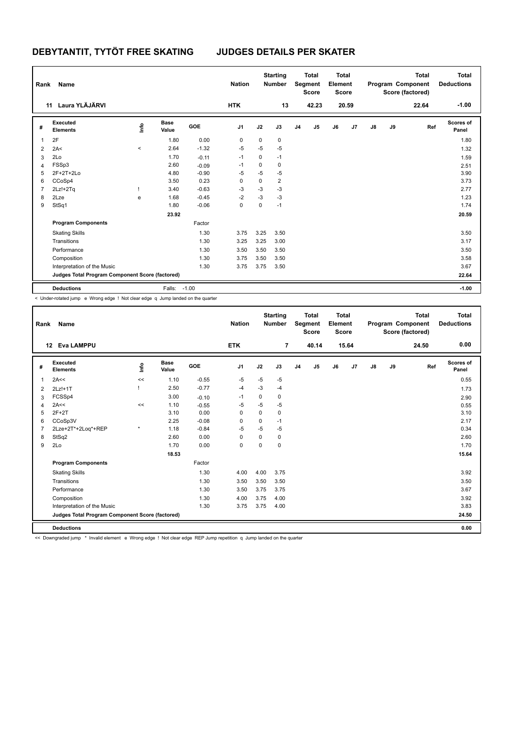# DEBYTANTIT, TYTÖT FREE SKATING    JUDGES DETAILS PER SKATER

| Rank | Name | Nation | Starting Number | Total Segment Score | Total Element Score | Total Program Component Score (factored) | Total Deductions |
|---|---|---|---|---|---|---|---|
| 11 | Laura YLÄJÄRVI | HTK | 13 | 42.23 | 20.59 | 22.64 | -1.00 |

| # | Executed Elements | Info | Base Value | GOE | J1 | J2 | J3 | J4 | J5 | J6 | J7 | J8 | J9 | Ref | Scores of Panel |
|---|---|---|---|---|---|---|---|---|---|---|---|---|---|---|---|
| 1 | 2F | | 1.80 | 0.00 | 0 | 0 | 0 | | | | | | | | 1.80 |
| 2 | 2A< | < | 2.64 | -1.32 | -5 | -5 | -5 | | | | | | | | 1.32 |
| 3 | 2Lo | | 1.70 | -0.11 | -1 | 0 | -1 | | | | | | | | 1.59 |
| 4 | FSSp3 | | 2.60 | -0.09 | -1 | 0 | 0 | | | | | | | | 2.51 |
| 5 | 2F+2T+2Lo | | 4.80 | -0.90 | -5 | -5 | -5 | | | | | | | | 3.90 |
| 6 | CCoSp4 | | 3.50 | 0.23 | 0 | 0 | 2 | | | | | | | | 3.73 |
| 7 | 2Lz!+2Tq | ! | 3.40 | -0.63 | -3 | -3 | -3 | | | | | | | | 2.77 |
| 8 | 2Lze | e | 1.68 | -0.45 | -2 | -3 | -3 | | | | | | | | 1.23 |
| 9 | StSq1 | | 1.80 | -0.06 | 0 | 0 | -1 | | | | | | | | 1.74 |
| | | | 23.92 | | | | | | | | | | | | 20.59 |
| | **Program Components** | | | Factor | | | | | | | | | | | |
| | Skating Skills | | | 1.30 | 3.75 | 3.25 | 3.50 | | | | | | | | 3.50 |
| | Transitions | | | 1.30 | 3.25 | 3.25 | 3.00 | | | | | | | | 3.17 |
| | Performance | | | 1.30 | 3.50 | 3.50 | 3.50 | | | | | | | | 3.50 |
| | Composition | | | 1.30 | 3.75 | 3.50 | 3.50 | | | | | | | | 3.58 |
| | Interpretation of the Music | | | 1.30 | 3.75 | 3.75 | 3.50 | | | | | | | | 3.67 |
| | **Judges Total Program Component Score (factored)** | | | | | | | | | | | | | | 22.64 |
| | **Deductions** | | Falls: | -1.00 | | | | | | | | | | | -1.00 |

< Under-rotated jump e Wrong edge ! Not clear edge q Jump landed on the quarter

| Rank | Name | Nation | Starting Number | Total Segment Score | Total Element Score | Total Program Component Score (factored) | Total Deductions |
|---|---|---|---|---|---|---|---|
| 12 | Eva LAMPPU | ETK | 7 | 40.14 | 15.64 | 24.50 | 0.00 |

| # | Executed Elements | Info | Base Value | GOE | J1 | J2 | J3 | J4 | J5 | J6 | J7 | J8 | J9 | Ref | Scores of Panel |
|---|---|---|---|---|---|---|---|---|---|---|---|---|---|---|---|
| 1 | 2A<< | << | 1.10 | -0.55 | -5 | -5 | -5 | | | | | | | | 0.55 |
| 2 | 2Lz!+1T | ! | 2.50 | -0.77 | -4 | -3 | -4 | | | | | | | | 1.73 |
| 3 | FCSSp4 | | 3.00 | -0.10 | -1 | 0 | 0 | | | | | | | | 2.90 |
| 4 | 2A<< | << | 1.10 | -0.55 | -5 | -5 | -5 | | | | | | | | 0.55 |
| 5 | 2F+2T | | 3.10 | 0.00 | 0 | 0 | 0 | | | | | | | | 3.10 |
| 6 | CCoSp3V | | 2.25 | -0.08 | 0 | 0 | -1 | | | | | | | | 2.17 |
| 7 | 2Lze+2T*+2Loq*+REP | * | 1.18 | -0.84 | -5 | -5 | -5 | | | | | | | | 0.34 |
| 8 | StSq2 | | 2.60 | 0.00 | 0 | 0 | 0 | | | | | | | | 2.60 |
| 9 | 2Lo | | 1.70 | 0.00 | 0 | 0 | 0 | | | | | | | | 1.70 |
| | | | 18.53 | | | | | | | | | | | | 15.64 |
| | **Program Components** | | | Factor | | | | | | | | | | | |
| | Skating Skills | | | 1.30 | 4.00 | 4.00 | 3.75 | | | | | | | | 3.92 |
| | Transitions | | | 1.30 | 3.50 | 3.50 | 3.50 | | | | | | | | 3.50 |
| | Performance | | | 1.30 | 3.50 | 3.75 | 3.75 | | | | | | | | 3.67 |
| | Composition | | | 1.30 | 4.00 | 3.75 | 4.00 | | | | | | | | 3.92 |
| | Interpretation of the Music | | | 1.30 | 3.75 | 3.75 | 4.00 | | | | | | | | 3.83 |
| | **Judges Total Program Component Score (factored)** | | | | | | | | | | | | | | 24.50 |
| | **Deductions** | | | | | | | | | | | | | | 0.00 |

<< Downgraded jump * Invalid element e Wrong edge ! Not clear edge REP Jump repetition q Jump landed on the quarter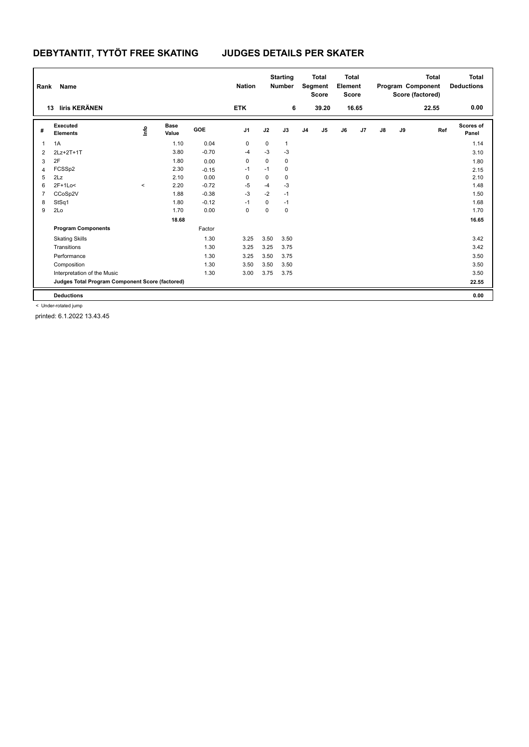# DEBYTANTIT, TYTÖT FREE SKATING JUDGES DETAILS PER SKATER

| Rank | Name | Nation | Starting Number | Total Segment Score | Total Element Score | Total Program Component Score (factored) | Total Deductions |
|---|---|---|---|---|---|---|---|
| 13 | Iiris KERÄNEN | ETK | 6 | 39.20 | 16.65 | 22.55 | 0.00 |

| # | Executed Elements | Info | Base Value | GOE | J1 | J2 | J3 | J4 | J5 | J6 | J7 | J8 | J9 | Ref | Scores of Panel |
|---|---|---|---|---|---|---|---|---|---|---|---|---|---|---|---|
| 1 | 1A | | 1.10 | 0.04 | 0 | 0 | 1 | | | | | | | | 1.14 |
| 2 | 2Lz+2T+1T | | 3.80 | -0.70 | -4 | -3 | -3 | | | | | | | | 3.10 |
| 3 | 2F | | 1.80 | 0.00 | 0 | 0 | 0 | | | | | | | | 1.80 |
| 4 | FCSSp2 | | 2.30 | -0.15 | -1 | -1 | 0 | | | | | | | | 2.15 |
| 5 | 2Lz | | 2.10 | 0.00 | 0 | 0 | 0 | | | | | | | | 2.10 |
| 6 | 2F+1Lo< | < | 2.20 | -0.72 | -5 | -4 | -3 | | | | | | | | 1.48 |
| 7 | CCoSp2V | | 1.88 | -0.38 | -3 | -2 | -1 | | | | | | | | 1.50 |
| 8 | StSq1 | | 1.80 | -0.12 | -1 | 0 | -1 | | | | | | | | 1.68 |
| 9 | 2Lo | | 1.70 | 0.00 | 0 | 0 | 0 | | | | | | | | 1.70 |
| | | | 18.68 | | | | | | | | | | | | 16.65 |
| | **Program Components** | | | Factor | | | | | | | | | | | |
| | Skating Skills | | | 1.30 | 3.25 | 3.50 | 3.50 | | | | | | | | 3.42 |
| | Transitions | | | 1.30 | 3.25 | 3.25 | 3.75 | | | | | | | | 3.42 |
| | Performance | | | 1.30 | 3.25 | 3.50 | 3.75 | | | | | | | | 3.50 |
| | Composition | | | 1.30 | 3.50 | 3.50 | 3.50 | | | | | | | | 3.50 |
| | Interpretation of the Music | | | 1.30 | 3.00 | 3.75 | 3.75 | | | | | | | | 3.50 |
| | **Judges Total Program Component Score (factored)** | | | | | | | | | | | | | | 22.55 |
| | **Deductions** | | | | | | | | | | | | | | 0.00 |

< Under-rotated jump

printed: 6.1.2022 13.43.45